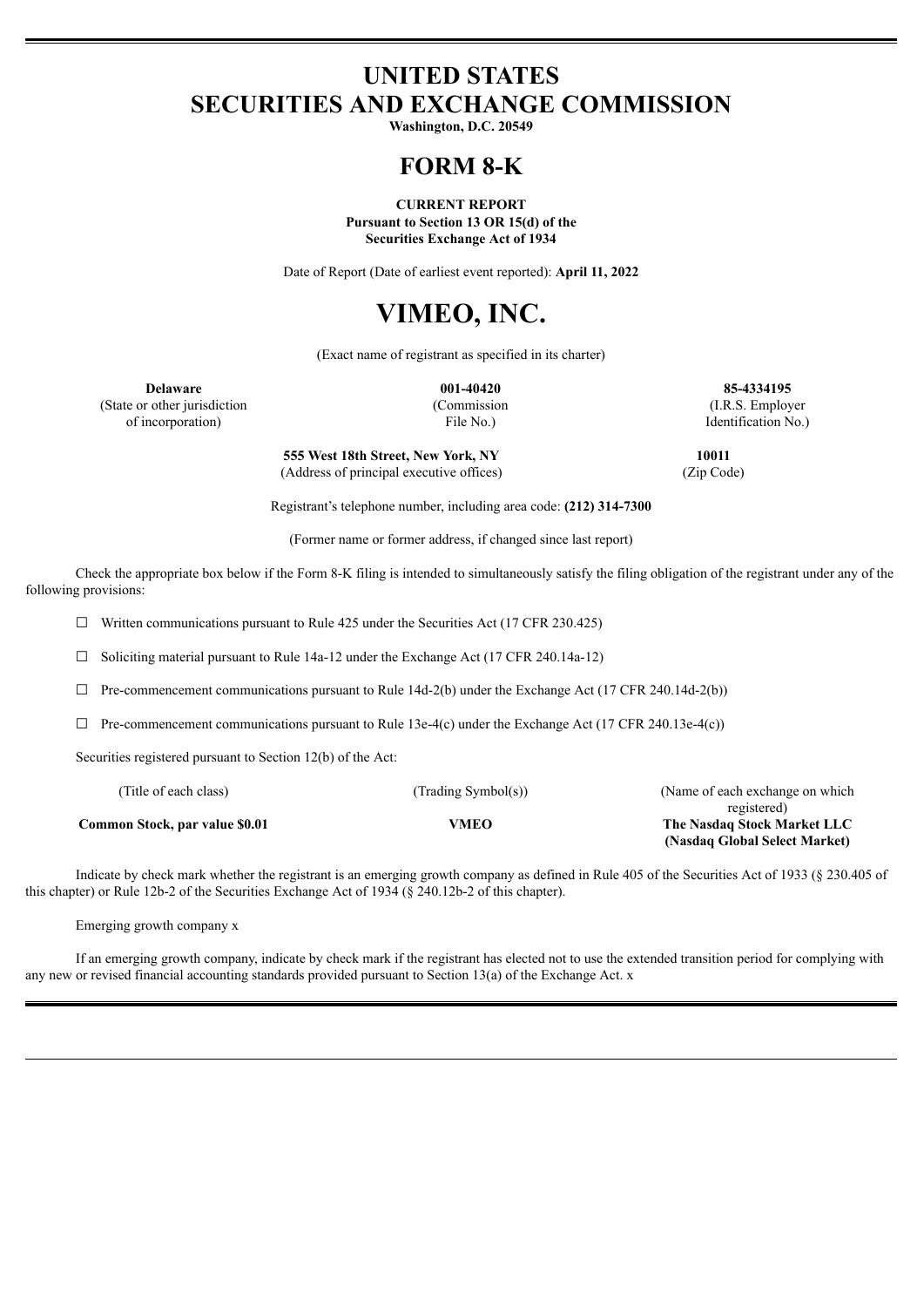# UNITED STATES
# SECURITIES AND EXCHANGE COMMISSION

**Washington, D.C. 20549**

# FORM 8-K

**CURRENT REPORT**
**Pursuant to Section 13 OR 15(d) of the**
**Securities Exchange Act of 1934**

Date of Report (Date of earliest event reported): **April 11, 2022**

# VIMEO, INC.

(Exact name of registrant as specified in its charter)

| **Delaware** | **001-40420** | **85-4334195** |
|---|---|---|
| (State or other jurisdiction of incorporation) | (Commission File No.) | (I.R.S. Employer Identification No.) |

| **555 West 18th Street, New York, NY** | **10011** |
|---|---|
| (Address of principal executive offices) | (Zip Code) |

Registrant's telephone number, including area code: **(212) 314-7300**

(Former name or former address, if changed since last report)

Check the appropriate box below if the Form 8-K filing is intended to simultaneously satisfy the filing obligation of the registrant under any of the following provisions:

☐ Written communications pursuant to Rule 425 under the Securities Act (17 CFR 230.425)

☐ Soliciting material pursuant to Rule 14a-12 under the Exchange Act (17 CFR 240.14a-12)

☐ Pre-commencement communications pursuant to Rule 14d-2(b) under the Exchange Act (17 CFR 240.14d-2(b))

☐ Pre-commencement communications pursuant to Rule 13e-4(c) under the Exchange Act (17 CFR 240.13e-4(c))

Securities registered pursuant to Section 12(b) of the Act:

| (Title of each class) | (Trading Symbol(s)) | (Name of each exchange on which registered) |
|---|---|---|
| **Common Stock, par value $0.01** | **VMEO** | **The Nasdaq Stock Market LLC (Nasdaq Global Select Market)** |

Indicate by check mark whether the registrant is an emerging growth company as defined in Rule 405 of the Securities Act of 1933 (§ 230.405 of this chapter) or Rule 12b-2 of the Securities Exchange Act of 1934 (§ 240.12b-2 of this chapter).

Emerging growth company x

If an emerging growth company, indicate by check mark if the registrant has elected not to use the extended transition period for complying with any new or revised financial accounting standards provided pursuant to Section 13(a) of the Exchange Act. x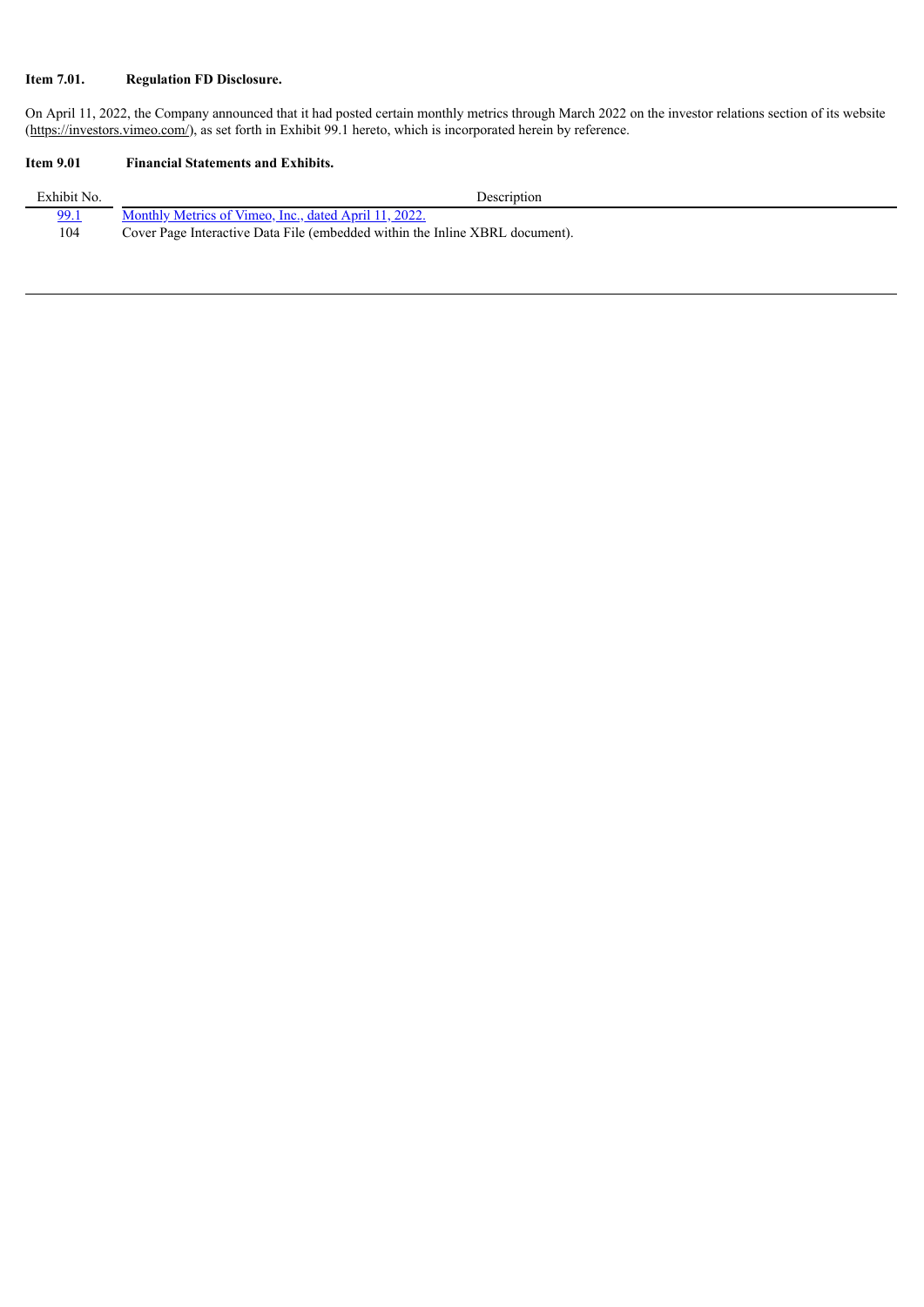**Item 7.01. Regulation FD Disclosure.**

On April 11, 2022, the Company announced that it had posted certain monthly metrics through March 2022 on the investor relations section of its website (https://investors.vimeo.com/), as set forth in Exhibit 99.1 hereto, which is incorporated herein by reference.

**Item 9.01 Financial Statements and Exhibits.**

| Exhibit No. | Description |
|---|---|
| 99.1 | Monthly Metrics of Vimeo, Inc., dated April 11, 2022. |
| 104 | Cover Page Interactive Data File (embedded within the Inline XBRL document). |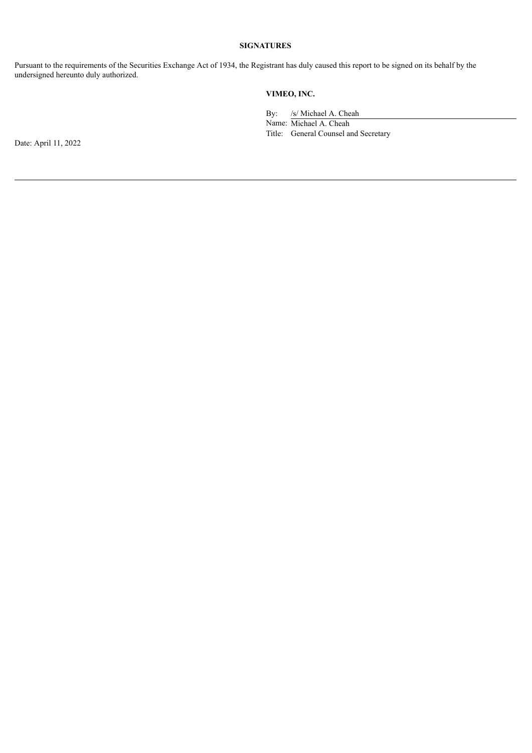**SIGNATURES**

Pursuant to the requirements of the Securities Exchange Act of 1934, the Registrant has duly caused this report to be signed on its behalf by the undersigned hereunto duly authorized.

**VIMEO, INC.**

By: /s/ Michael A. Cheah
Name: Michael A. Cheah
Title: General Counsel and Secretary

Date: April 11, 2022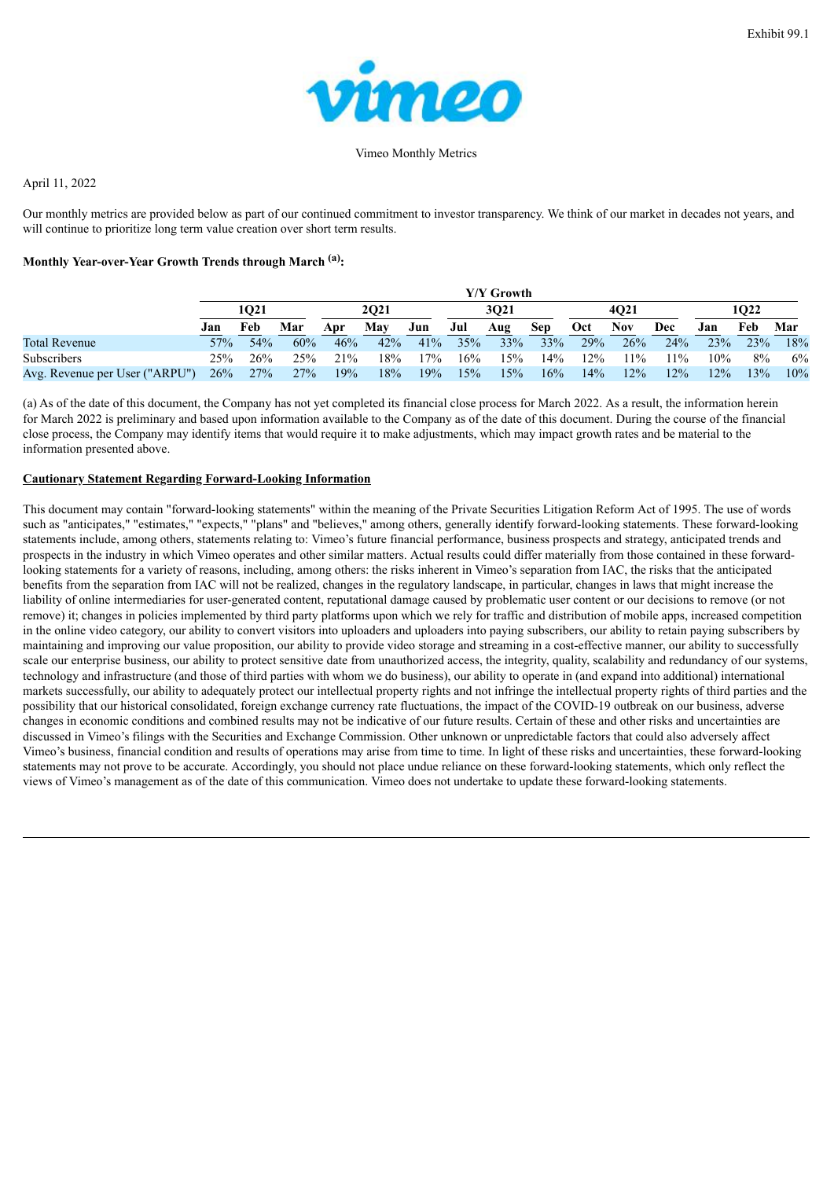Exhibit 99.1

vimeo

Vimeo Monthly Metrics

April 11, 2022

Our monthly metrics are provided below as part of our continued commitment to investor transparency. We think of our market in decades not years, and will continue to prioritize long term value creation over short term results.

**Monthly Year-over-Year Growth Trends through March [(a)]:**

| | Y/Y Growth | | | | | | | | | | | | | | |
|---|---|---|---|---|---|---|---|---|---|---|---|---|---|---|---|
| | 1Q21 | | | 2Q21 | | | 3Q21 | | | 4Q21 | | | 1Q22 | | |
| | **Jan** | **Feb** | **Mar** | **Apr** | **May** | **Jun** | **Jul** | **Aug** | **Sep** | **Oct** | **Nov** | **Dec** | **Jan** | **Feb** | **Mar** |
| Total Revenue | 57% | 54% | 60% | 46% | 42% | 41% | 35% | 33% | 33% | 29% | 26% | 24% | 23% | 23% | 18% |
| Subscribers | 25% | 26% | 25% | 21% | 18% | 17% | 16% | 15% | 14% | 12% | 11% | 11% | 10% | 8% | 6% |
| Avg. Revenue per User ("ARPU") | 26% | 27% | 27% | 19% | 18% | 19% | 15% | 15% | 16% | 14% | 12% | 12% | 12% | 13% | 10% |

(a) As of the date of this document, the Company has not yet completed its financial close process for March 2022. As a result, the information herein for March 2022 is preliminary and based upon information available to the Company as of the date of this document. During the course of the financial close process, the Company may identify items that would require it to make adjustments, which may impact growth rates and be material to the information presented above.

**Cautionary Statement Regarding Forward-Looking Information**

This document may contain "forward-looking statements" within the meaning of the Private Securities Litigation Reform Act of 1995. The use of words such as "anticipates," "estimates," "expects," "plans" and "believes," among others, generally identify forward-looking statements. These forward-looking statements include, among others, statements relating to: Vimeo's future financial performance, business prospects and strategy, anticipated trends and prospects in the industry in which Vimeo operates and other similar matters. Actual results could differ materially from those contained in these forward-looking statements for a variety of reasons, including, among others: the risks inherent in Vimeo's separation from IAC, the risks that the anticipated benefits from the separation from IAC will not be realized, changes in the regulatory landscape, in particular, changes in laws that might increase the liability of online intermediaries for user-generated content, reputational damage caused by problematic user content or our decisions to remove (or not remove) it; changes in policies implemented by third party platforms upon which we rely for traffic and distribution of mobile apps, increased competition in the online video category, our ability to convert visitors into uploaders and uploaders into paying subscribers, our ability to retain paying subscribers by maintaining and improving our value proposition, our ability to provide video storage and streaming in a cost-effective manner, our ability to successfully scale our enterprise business, our ability to protect sensitive date from unauthorized access, the integrity, quality, scalability and redundancy of our systems, technology and infrastructure (and those of third parties with whom we do business), our ability to operate in (and expand into additional) international markets successfully, our ability to adequately protect our intellectual property rights and not infringe the intellectual property rights of third parties and the possibility that our historical consolidated, foreign exchange currency rate fluctuations, the impact of the COVID-19 outbreak on our business, adverse changes in economic conditions and combined results may not be indicative of our future results. Certain of these and other risks and uncertainties are discussed in Vimeo's filings with the Securities and Exchange Commission. Other unknown or unpredictable factors that could also adversely affect Vimeo's business, financial condition and results of operations may arise from time to time. In light of these risks and uncertainties, these forward-looking statements may not prove to be accurate. Accordingly, you should not place undue reliance on these forward-looking statements, which only reflect the views of Vimeo's management as of the date of this communication. Vimeo does not undertake to update these forward-looking statements.